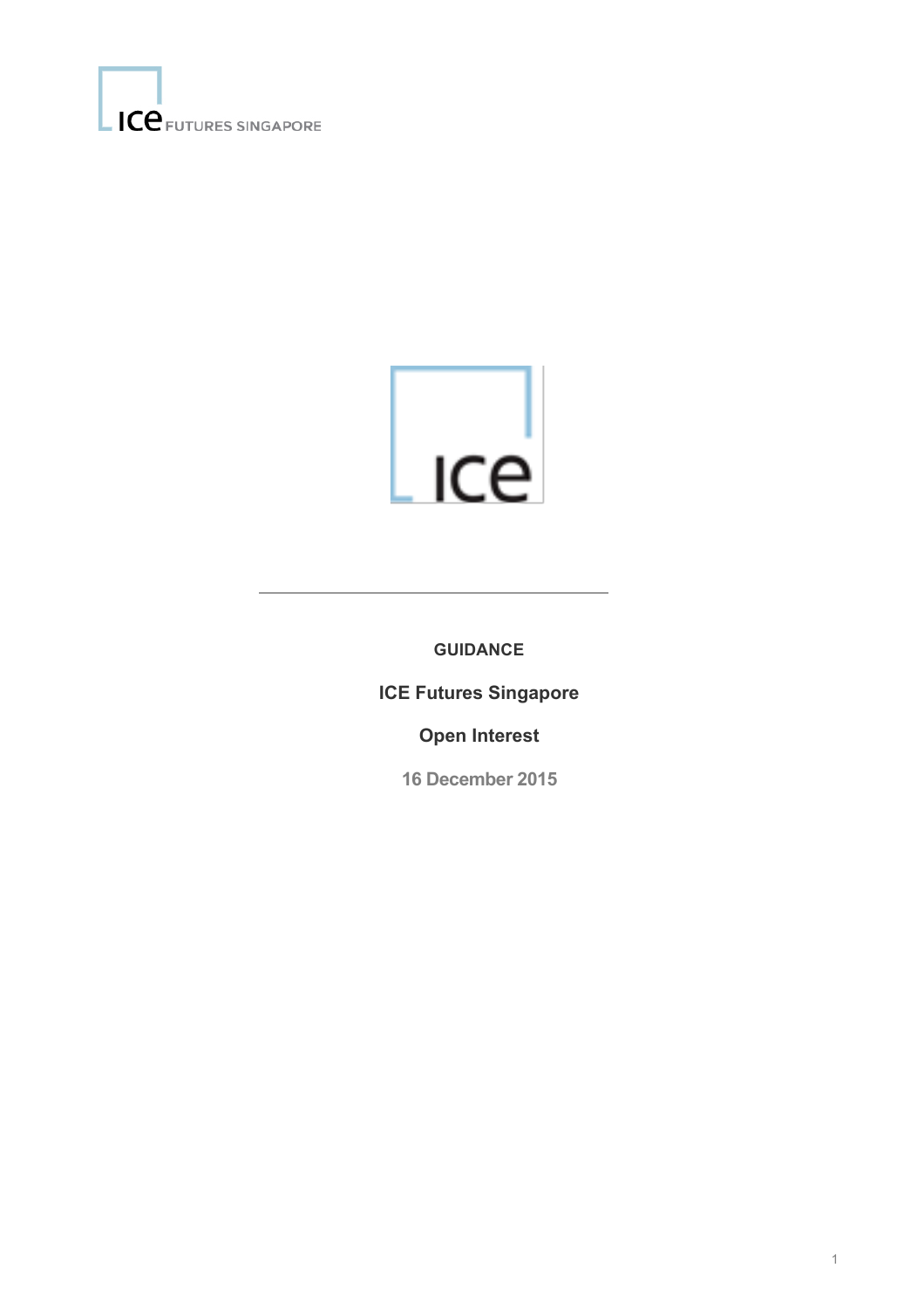**GUIDANCE**

**ICE Futures Singapore**

**Open Interest**

**16 December 2015**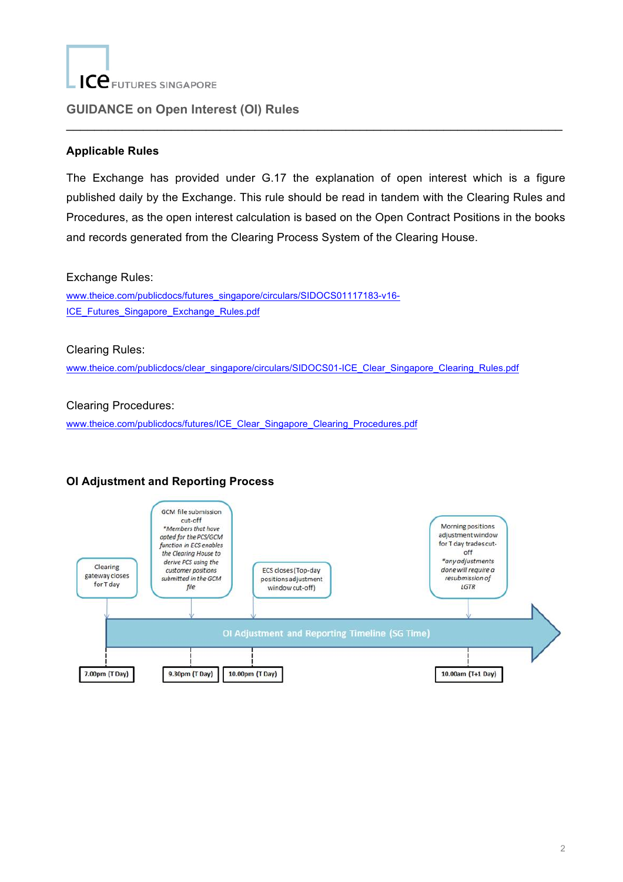# GUIDANCE on Open Interest (OI) Rules

## Applicable Rules

The Exchange has provided under G.17 the explanation of open interest which is a figure published daily by the Exchange. This rule should be read in tandem with the Clearing Rules and Procedures, as the open interest calculation is based on the Open Contract Positions in the books and records generated from the Clearing Process System of the Clearing House.

Exchange Rules:
www.theice.com/publicdocs/futures_singapore/circulars/SIDOCS01117183-v16-ICE_Futures_Singapore_Exchange_Rules.pdf

Clearing Rules:
www.theice.com/publicdocs/clear_singapore/circulars/SIDOCS01-ICE_Clear_Singapore_Clearing_Rules.pdf

Clearing Procedures:
www.theice.com/publicdocs/futures/ICE_Clear_Singapore_Clearing_Procedures.pdf

## OI Adjustment and Reporting Process

**OI Adjustment and Reporting Timeline (SG Time)**

| Time | Event |
|---|---|
| 7.00pm (T Day) | Clearing gateway closes for T day |
| 9.30pm (T Day) | GCM file submission cut-off<br>*\*Members that have opted for the PCS/GCM function in ECS enables the Clearing House to derive PCS using the customer positions submitted in the GCM file* |
| 10.00pm (T Day) | ECS closes (Top-day positions adjustment window cut-off) |
| 10.00am (T+1 Day) | Morning positions adjustment window for T day trades cut-off<br>*\*any adjustments done will require a resubmission of LGTR* |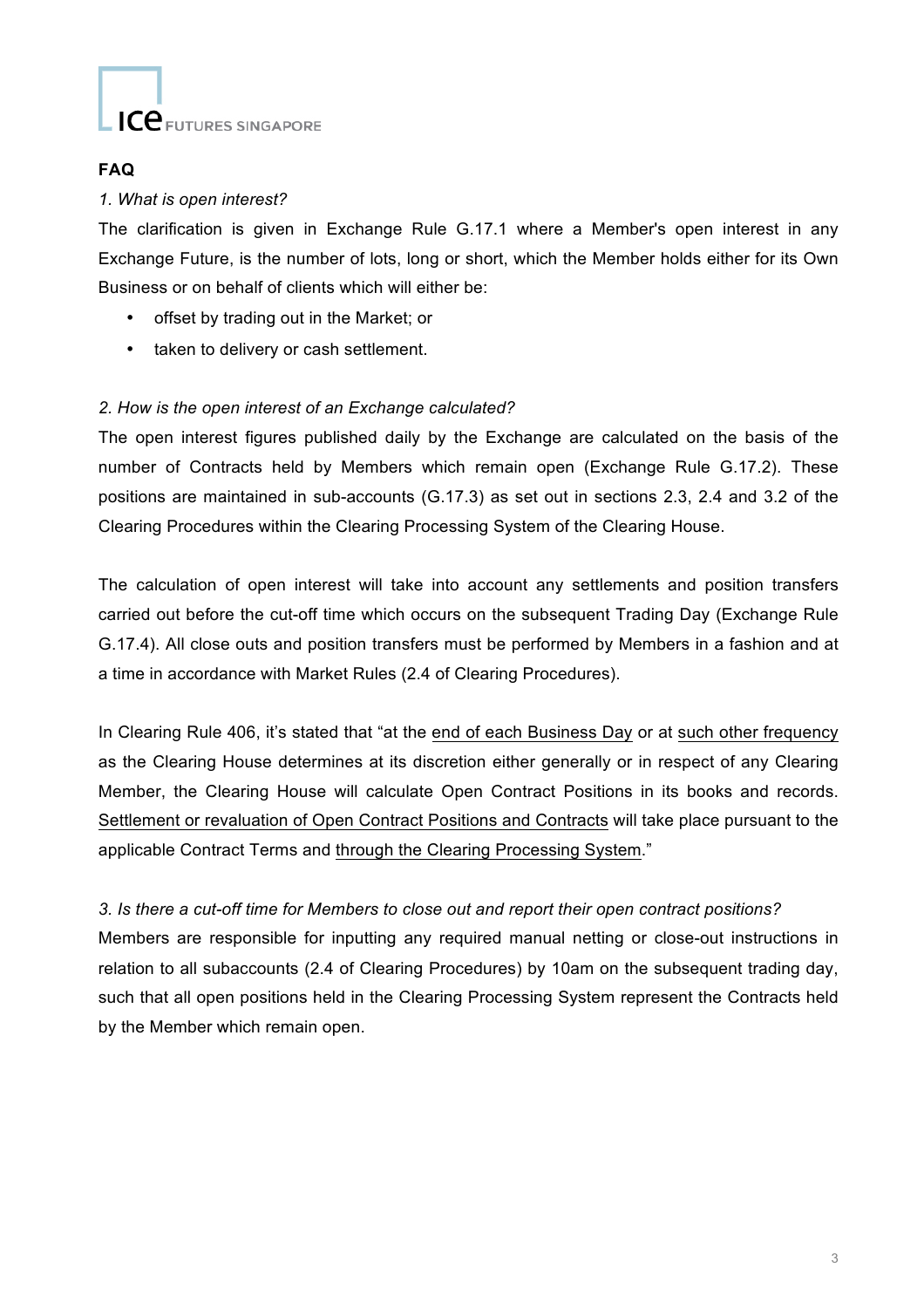## FAQ

*1. What is open interest?*

The clarification is given in Exchange Rule G.17.1 where a Member's open interest in any Exchange Future, is the number of lots, long or short, which the Member holds either for its Own Business or on behalf of clients which will either be:

- offset by trading out in the Market; or
- taken to delivery or cash settlement.

*2. How is the open interest of an Exchange calculated?*

The open interest figures published daily by the Exchange are calculated on the basis of the number of Contracts held by Members which remain open (Exchange Rule G.17.2). These positions are maintained in sub-accounts (G.17.3) as set out in sections 2.3, 2.4 and 3.2 of the Clearing Procedures within the Clearing Processing System of the Clearing House.

The calculation of open interest will take into account any settlements and position transfers carried out before the cut-off time which occurs on the subsequent Trading Day (Exchange Rule G.17.4). All close outs and position transfers must be performed by Members in a fashion and at a time in accordance with Market Rules (2.4 of Clearing Procedures).

In Clearing Rule 406, it's stated that "at the end of each Business Day or at such other frequency as the Clearing House determines at its discretion either generally or in respect of any Clearing Member, the Clearing House will calculate Open Contract Positions in its books and records. Settlement or revaluation of Open Contract Positions and Contracts will take place pursuant to the applicable Contract Terms and through the Clearing Processing System."

*3. Is there a cut-off time for Members to close out and report their open contract positions?*

Members are responsible for inputting any required manual netting or close-out instructions in relation to all subaccounts (2.4 of Clearing Procedures) by 10am on the subsequent trading day, such that all open positions held in the Clearing Processing System represent the Contracts held by the Member which remain open.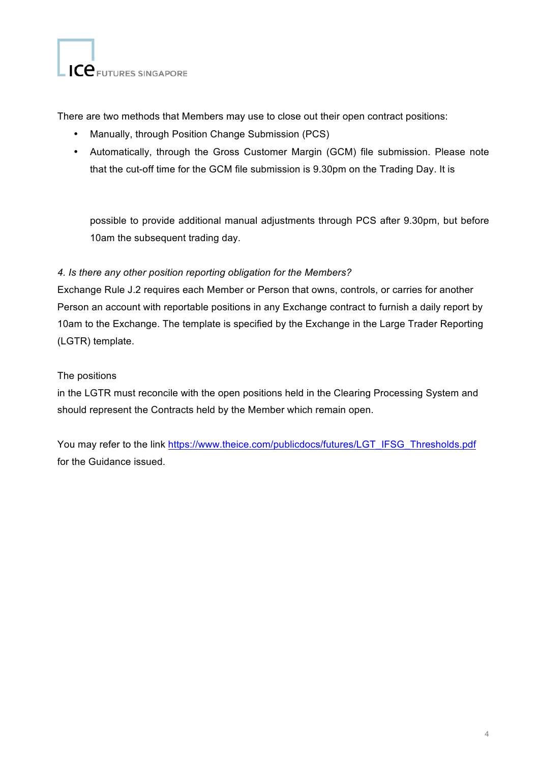There are two methods that Members may use to close out their open contract positions:

- Manually, through Position Change Submission (PCS)
- Automatically, through the Gross Customer Margin (GCM) file submission. Please note that the cut-off time for the GCM file submission is 9.30pm on the Trading Day. It is possible to provide additional manual adjustments through PCS after 9.30pm, but before 10am the subsequent trading day.

*4. Is there any other position reporting obligation for the Members?*

Exchange Rule J.2 requires each Member or Person that owns, controls, or carries for another Person an account with reportable positions in any Exchange contract to furnish a daily report by 10am to the Exchange. The template is specified by the Exchange in the Large Trader Reporting (LGTR) template.

The positions in the LGTR must reconcile with the open positions held in the Clearing Processing System and should represent the Contracts held by the Member which remain open.

You may refer to the link https://www.theice.com/publicdocs/futures/LGT_IFSG_Thresholds.pdf for the Guidance issued.